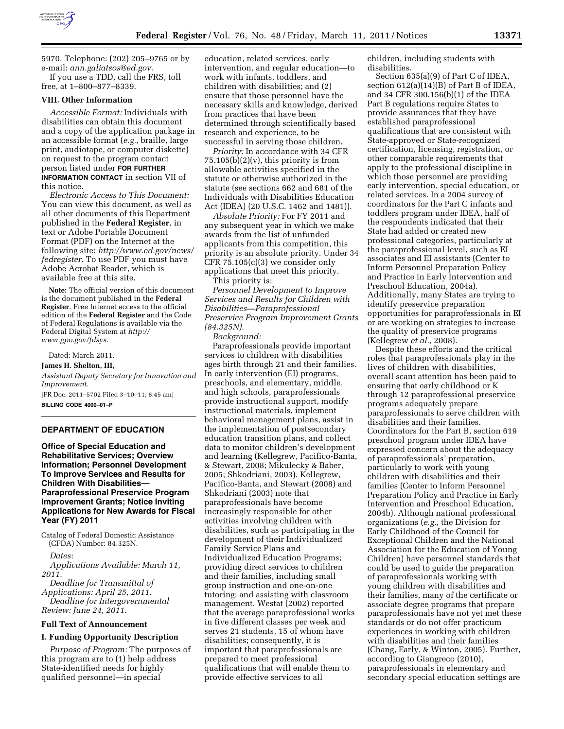5970. Telephone: (202) 205–9765 or by e-mail: *ann.galiatsos@ed.gov.*

If you use a TDD, call the FRS, toll free, at 1–800–877–8339.

### VIII. Other Information

*Accessible Format:* Individuals with disabilities can obtain this document and a copy of the application package in an accessible format (*e.g.,* braille, large print, audiotape, or computer diskette) on request to the program contact person listed under **FOR FURTHER INFORMATION CONTACT** in section VII of this notice.

*Electronic Access to This Document:* You can view this document, as well as all other documents of this Department published in the **Federal Register**, in text or Adobe Portable Document Format (PDF) on the Internet at the following site: *http://www.ed.gov/news/fedregister.* To use PDF you must have Adobe Acrobat Reader, which is available free at this site.

**Note:** The official version of this document is the document published in the **Federal Register**. Free Internet access to the official edition of the **Federal Register** and the Code of Federal Regulations is available via the Federal Digital System at *http://www.gpo.gov/fdsys.*

Dated: March 2011.

**James H. Shelton, III,**

*Assistant Deputy Secretary for Innovation and Improvement.*

[FR Doc. 2011–5702 Filed 3–10–11; 8:45 am]

**BILLING CODE 4000–01–P**

---

## DEPARTMENT OF EDUCATION

### Office of Special Education and Rehabilitative Services; Overview Information; Personnel Development To Improve Services and Results for Children With Disabilities—Paraprofessional Preservice Program Improvement Grants; Notice Inviting Applications for New Awards for Fiscal Year (FY) 2011

Catalog of Federal Domestic Assistance (CFDA) Number: 84.325N.

*Dates:*

*Applications Available: March 11, 2011.*

*Deadline for Transmittal of Applications: April 25, 2011.*

*Deadline for Intergovernmental Review: June 24, 2011.*

### Full Text of Announcement

### I. Funding Opportunity Description

*Purpose of Program:* The purposes of this program are to (1) help address State-identified needs for highly qualified personnel—in special education, related services, early intervention, and regular education—to work with infants, toddlers, and children with disabilities; and (2) ensure that those personnel have the necessary skills and knowledge, derived from practices that have been determined through scientifically based research and experience, to be successful in serving those children.

*Priority:* In accordance with 34 CFR 75.105(b)(2)(v), this priority is from allowable activities specified in the statute or otherwise authorized in the statute (see sections 662 and 681 of the Individuals with Disabilities Education Act (IDEA) (20 U.S.C. 1462 and 1481)).

*Absolute Priority:* For FY 2011 and any subsequent year in which we make awards from the list of unfunded applicants from this competition, this priority is an absolute priority. Under 34 CFR 75.105(c)(3) we consider only applications that meet this priority.

This priority is:

*Personnel Development to Improve Services and Results for Children with Disabilities—Paraprofessional Preservice Program Improvement Grants (84.325N).*

*Background:*

Paraprofessionals provide important services to children with disabilities ages birth through 21 and their families. In early intervention (EI) programs, preschools, and elementary, middle, and high schools, paraprofessionals provide instructional support, modify instructional materials, implement behavioral management plans, assist in the implementation of postsecondary education transition plans, and collect data to monitor children's development and learning (Kellegrew, Pacifico-Banta, & Stewart, 2008; Mikulecky & Baber, 2005; Shkodriani, 2003). Kellegrew, Pacifico-Banta, and Stewart (2008) and Shkodriani (2003) note that paraprofessionals have become increasingly responsible for other activities involving children with disabilities, such as participating in the development of their Individualized Family Service Plans and Individualized Education Programs; providing direct services to children and their families, including small group instruction and one-on-one tutoring; and assisting with classroom management. Westat (2002) reported that the average paraprofessional works in five different classes per week and serves 21 students, 15 of whom have disabilities; consequently, it is important that paraprofessionals are prepared to meet professional qualifications that will enable them to provide effective services to all children, including students with disabilities.

Section 635(a)(9) of Part C of IDEA, section 612(a)(14)(B) of Part B of IDEA, and 34 CFR 300.156(b)(1) of the IDEA Part B regulations require States to provide assurances that they have established paraprofessional qualifications that are consistent with State-approved or State-recognized certification, licensing, registration, or other comparable requirements that apply to the professional discipline in which those personnel are providing early intervention, special education, or related services. In a 2004 survey of coordinators for the Part C infants and toddlers program under IDEA, half of the respondents indicated that their State had added or created new professional categories, particularly at the paraprofessional level, such as EI associates and EI assistants (Center to Inform Personnel Preparation Policy and Practice in Early Intervention and Preschool Education, 2004a). Additionally, many States are trying to identify preservice preparation opportunities for paraprofessionals in EI or are working on strategies to increase the quality of preservice programs (Kellegrew *et al.,* 2008).

Despite these efforts and the critical roles that paraprofessionals play in the lives of children with disabilities, overall scant attention has been paid to ensuring that early childhood or K through 12 paraprofessional preservice programs adequately prepare paraprofessionals to serve children with disabilities and their families. Coordinators for the Part B, section 619 preschool program under IDEA have expressed concern about the adequacy of paraprofessionals' preparation, particularly to work with young children with disabilities and their families (Center to Inform Personnel Preparation Policy and Practice in Early Intervention and Preschool Education, 2004b). Although national professional organizations (*e.g.,* the Division for Early Childhood of the Council for Exceptional Children and the National Association for the Education of Young Children) have personnel standards that could be used to guide the preparation of paraprofessionals working with young children with disabilities and their families, many of the certificate or associate degree programs that prepare paraprofessionals have not yet met these standards or do not offer practicum experiences in working with children with disabilities and their families (Chang, Early, & Winton, 2005). Further, according to Giangreco (2010), paraprofessionals in elementary and secondary special education settings are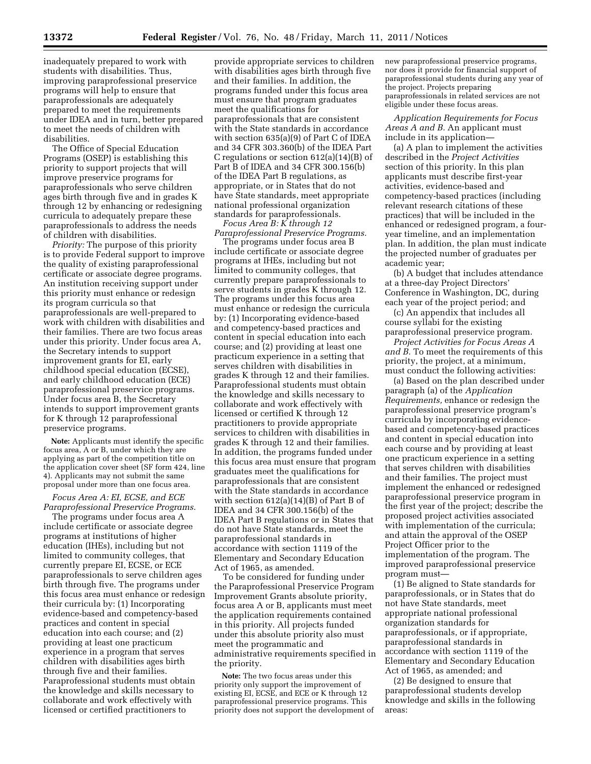inadequately prepared to work with students with disabilities. Thus, improving paraprofessional preservice programs will help to ensure that paraprofessionals are adequately prepared to meet the requirements under IDEA and in turn, better prepared to meet the needs of children with disabilities.

The Office of Special Education Programs (OSEP) is establishing this priority to support projects that will improve preservice programs for paraprofessionals who serve children ages birth through five and in grades K through 12 by enhancing or redesigning curricula to adequately prepare these paraprofessionals to address the needs of children with disabilities.

*Priority:* The purpose of this priority is to provide Federal support to improve the quality of existing paraprofessional certificate or associate degree programs. An institution receiving support under this priority must enhance or redesign its program curricula so that paraprofessionals are well-prepared to work with children with disabilities and their families. There are two focus areas under this priority. Under focus area A, the Secretary intends to support improvement grants for EI, early childhood special education (ECSE), and early childhood education (ECE) paraprofessional preservice programs. Under focus area B, the Secretary intends to support improvement grants for K through 12 paraprofessional preservice programs.

**Note:** Applicants must identify the specific focus area, A or B, under which they are applying as part of the competition title on the application cover sheet (SF form 424, line 4). Applicants may not submit the same proposal under more than one focus area.

*Focus Area A: EI, ECSE, and ECE Paraprofessional Preservice Programs.*

The programs under focus area A include certificate or associate degree programs at institutions of higher education (IHEs), including but not limited to community colleges, that currently prepare EI, ECSE, or ECE paraprofessionals to serve children ages birth through five. The programs under this focus area must enhance or redesign their curricula by: (1) Incorporating evidence-based and competency-based practices and content in special education into each course; and (2) providing at least one practicum experience in a program that serves children with disabilities ages birth through five and their families. Paraprofessional students must obtain the knowledge and skills necessary to collaborate and work effectively with licensed or certified practitioners to provide appropriate services to children with disabilities ages birth through five and their families. In addition, the programs funded under this focus area must ensure that program graduates meet the qualifications for paraprofessionals that are consistent with the State standards in accordance with section 635(a)(9) of Part C of IDEA and 34 CFR 303.360(b) of the IDEA Part C regulations or section 612(a)(14)(B) of Part B of IDEA and 34 CFR 300.156(b) of the IDEA Part B regulations, as appropriate, or in States that do not have State standards, meet appropriate national professional organization standards for paraprofessionals.

*Focus Area B: K through 12 Paraprofessional Preservice Programs.*

The programs under focus area B include certificate or associate degree programs at IHEs, including but not limited to community colleges, that currently prepare paraprofessionals to serve students in grades K through 12. The programs under this focus area must enhance or redesign the curricula by: (1) Incorporating evidence-based and competency-based practices and content in special education into each course; and (2) providing at least one practicum experience in a setting that serves children with disabilities in grades K through 12 and their families. Paraprofessional students must obtain the knowledge and skills necessary to collaborate and work effectively with licensed or certified K through 12 practitioners to provide appropriate services to children with disabilities in grades K through 12 and their families. In addition, the programs funded under this focus area must ensure that program graduates meet the qualifications for paraprofessionals that are consistent with the State standards in accordance with section 612(a)(14)(B) of Part B of IDEA and 34 CFR 300.156(b) of the IDEA Part B regulations or in States that do not have State standards, meet the paraprofessional standards in accordance with section 1119 of the Elementary and Secondary Education Act of 1965, as amended.

To be considered for funding under the Paraprofessional Preservice Program Improvement Grants absolute priority, focus area A or B, applicants must meet the application requirements contained in this priority. All projects funded under this absolute priority also must meet the programmatic and administrative requirements specified in the priority.

**Note:** The two focus areas under this priority only support the improvement of existing EI, ECSE, and ECE or K through 12 paraprofessional preservice programs. This priority does not support the development of new paraprofessional preservice programs, nor does it provide for financial support of paraprofessional students during any year of the project. Projects preparing paraprofessionals in related services are not eligible under these focus areas.

*Application Requirements for Focus Areas A and B.* An applicant must include in its application—

(a) A plan to implement the activities described in the *Project Activities* section of this priority. In this plan applicants must describe first-year activities, evidence-based and competency-based practices (including relevant research citations of these practices) that will be included in the enhanced or redesigned program, a four-year timeline, and an implementation plan. In addition, the plan must indicate the projected number of graduates per academic year;

(b) A budget that includes attendance at a three-day Project Directors' Conference in Washington, DC, during each year of the project period; and

(c) An appendix that includes all course syllabi for the existing paraprofessional preservice program.

*Project Activities for Focus Areas A and B.* To meet the requirements of this priority, the project, at a minimum, must conduct the following activities:

(a) Based on the plan described under paragraph (a) of the *Application Requirements,* enhance or redesign the paraprofessional preservice program's curricula by incorporating evidence-based and competency-based practices and content in special education into each course and by providing at least one practicum experience in a setting that serves children with disabilities and their families. The project must implement the enhanced or redesigned paraprofessional preservice program in the first year of the project; describe the proposed project activities associated with implementation of the curricula; and attain the approval of the OSEP Project Officer prior to the implementation of the program. The improved paraprofessional preservice program must—

(1) Be aligned to State standards for paraprofessionals, or in States that do not have State standards, meet appropriate national professional organization standards for paraprofessionals, or if appropriate, paraprofessional standards in accordance with section 1119 of the Elementary and Secondary Education Act of 1965, as amended; and

(2) Be designed to ensure that paraprofessional students develop knowledge and skills in the following areas: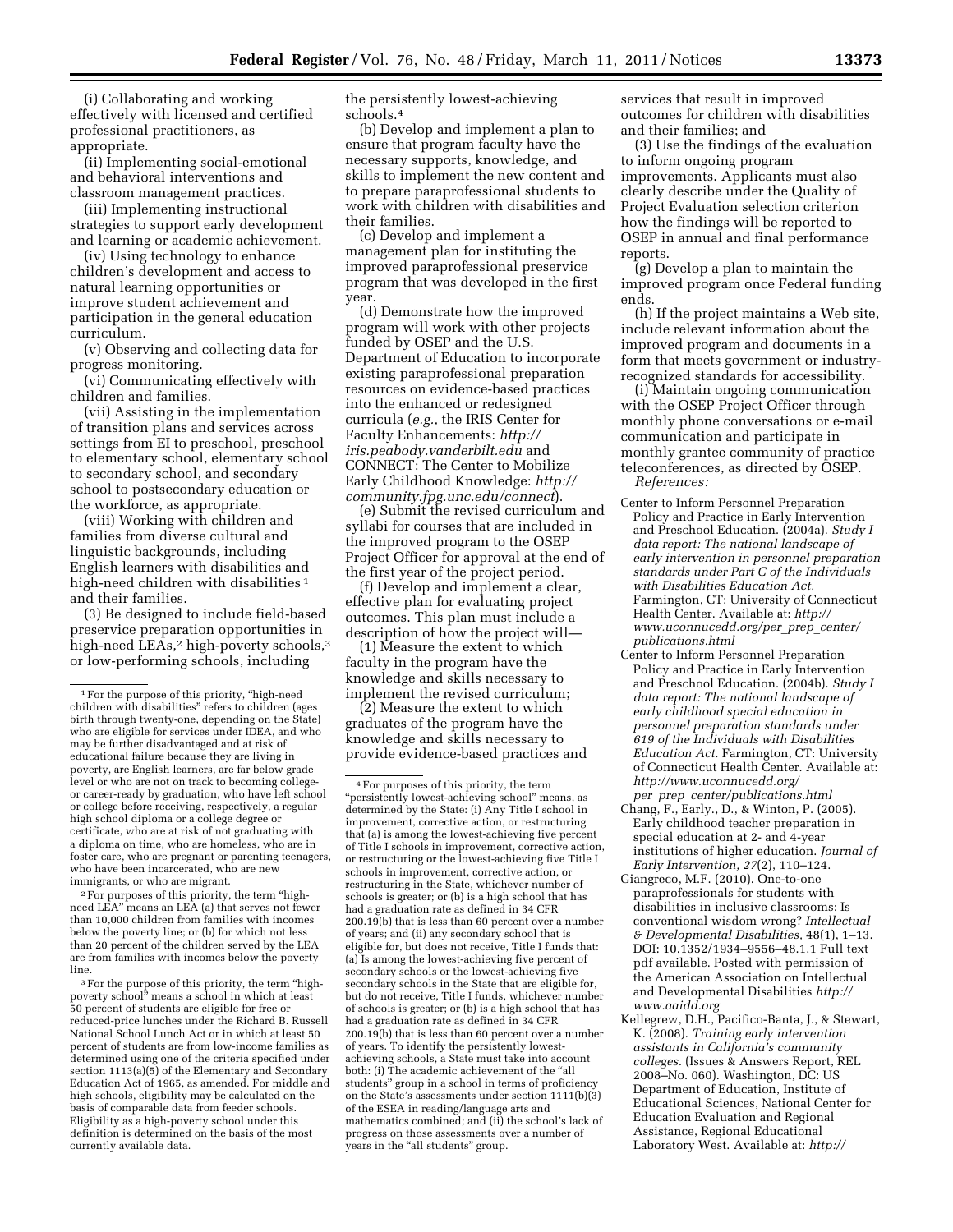(i) Collaborating and working effectively with licensed and certified professional practitioners, as appropriate.

(ii) Implementing social-emotional and behavioral interventions and classroom management practices.

(iii) Implementing instructional strategies to support early development and learning or academic achievement.

(iv) Using technology to enhance children's development and access to natural learning opportunities or improve student achievement and participation in the general education curriculum.

(v) Observing and collecting data for progress monitoring.

(vi) Communicating effectively with children and families.

(vii) Assisting in the implementation of transition plans and services across settings from EI to preschool, preschool to elementary school, elementary school to secondary school, and secondary school to postsecondary education or the workforce, as appropriate.

(viii) Working with children and families from diverse cultural and linguistic backgrounds, including English learners with disabilities and high-need children with disabilities [1] and their families.

(3) Be designed to include field-based preservice preparation opportunities in high-need LEAs,[2] high-poverty schools,[3] or low-performing schools, including the persistently lowest-achieving schools.[4]

(b) Develop and implement a plan to ensure that program faculty have the necessary supports, knowledge, and skills to implement the new content and to prepare paraprofessional students to work with children with disabilities and their families.

(c) Develop and implement a management plan for instituting the improved paraprofessional preservice program that was developed in the first year.

(d) Demonstrate how the improved program will work with other projects funded by OSEP and the U.S. Department of Education to incorporate existing paraprofessional preparation resources on evidence-based practices into the enhanced or redesigned curricula (*e.g.*, the IRIS Center for Faculty Enhancements: *http://iris.peabody.vanderbilt.edu* and CONNECT: The Center to Mobilize Early Childhood Knowledge: *http://community.fpg.unc.edu/connect*).

(e) Submit the revised curriculum and syllabi for courses that are included in the improved program to the OSEP Project Officer for approval at the end of the first year of the project period.

(f) Develop and implement a clear, effective plan for evaluating project outcomes. This plan must include a description of how the project will—

(1) Measure the extent to which faculty in the program have the knowledge and skills necessary to implement the revised curriculum;

(2) Measure the extent to which graduates of the program have the knowledge and skills necessary to provide evidence-based practices and services that result in improved outcomes for children with disabilities and their families; and

(3) Use the findings of the evaluation to inform ongoing program improvements. Applicants must also clearly describe under the Quality of Project Evaluation selection criterion how the findings will be reported to OSEP in annual and final performance reports.

(g) Develop a plan to maintain the improved program once Federal funding ends.

(h) If the project maintains a Web site, include relevant information about the improved program and documents in a form that meets government or industry-recognized standards for accessibility.

(i) Maintain ongoing communication with the OSEP Project Officer through monthly phone conversations or e-mail communication and participate in monthly grantee community of practice teleconferences, as directed by OSEP.

*References:*

Center to Inform Personnel Preparation Policy and Practice in Early Intervention and Preschool Education. (2004a). *Study I data report: The national landscape of early intervention in personnel preparation standards under Part C of the Individuals with Disabilities Education Act.* Farmington, CT: University of Connecticut Health Center. Available at: *http://www.uconnucedd.org/per_prep_center/publications.html*

Center to Inform Personnel Preparation Policy and Practice in Early Intervention and Preschool Education. (2004b). *Study I data report: The national landscape of early childhood special education in personnel preparation standards under 619 of the Individuals with Disabilities Education Act.* Farmington, CT: University of Connecticut Health Center. Available at: *http://www.uconnucedd.org/per_prep_center/publications.html*

Chang, F., Early., D., & Winton, P. (2005). Early childhood teacher preparation in special education at 2- and 4-year institutions of higher education. *Journal of Early Intervention, 27*(2), 110–124.

Giangreco, M.F. (2010). One-to-one paraprofessionals for students with disabilities in inclusive classrooms: Is conventional wisdom wrong? *Intellectual & Developmental Disabilities,* 48(1), 1–13. DOI: 10.1352/1934–9556–48.1.1 Full text pdf available. Posted with permission of the American Association on Intellectual and Developmental Disabilities *http://www.aaidd.org*

Kellegrew, D.H., Pacifico-Banta, J., & Stewart, K. (2008). *Training early intervention assistants in California's community colleges.* (Issues & Answers Report, REL 2008–No. 060). Washington, DC: US Department of Education, Institute of Educational Sciences, National Center for Education Evaluation and Regional Assistance, Regional Educational Laboratory West. Available at: *http://*

---

[1] For the purpose of this priority, "high-need children with disabilities" refers to children (ages birth through twenty-one, depending on the State) who are eligible for services under IDEA, and who may be further disadvantaged and at risk of educational failure because they are living in poverty, are English learners, are far below grade level or who are not on track to becoming college- or career-ready by graduation, who have left school or college before receiving, respectively, a regular high school diploma or a college degree or certificate, who are at risk of not graduating with a diploma on time, who are homeless, who are in foster care, who are pregnant or parenting teenagers, who have been incarcerated, who are new immigrants, or who are migrant.

[2] For purposes of this priority, the term "high-need LEA" means an LEA (a) that serves not fewer than 10,000 children from families with incomes below the poverty line; or (b) for which not less than 20 percent of the children served by the LEA are from families with incomes below the poverty line.

[3] For the purpose of this priority, the term "high-poverty school" means a school in which at least 50 percent of students are eligible for free or reduced-price lunches under the Richard B. Russell National School Lunch Act or in which at least 50 percent of students are from low-income families as determined using one of the criteria specified under section 1113(a)(5) of the Elementary and Secondary Education Act of 1965, as amended. For middle and high schools, eligibility may be calculated on the basis of comparable data from feeder schools. Eligibility as a high-poverty school under this definition is determined on the basis of the most currently available data.

[4] For purposes of this priority, the term "persistently lowest-achieving school" means, as determined by the State: (i) Any Title I school in improvement, corrective action, or restructuring that (a) is among the lowest-achieving five percent of Title I schools in improvement, corrective action, or restructuring or the lowest-achieving five Title I schools in improvement, corrective action, or restructuring in the State, whichever number of schools is greater; or (b) is a high school that has had a graduation rate as defined in 34 CFR 200.19(b) that is less than 60 percent over a number of years; and (ii) any secondary school that is eligible for, but does not receive, Title I funds that: (a) Is among the lowest-achieving five percent of secondary schools or the lowest-achieving five secondary schools in the State that are eligible for, but do not receive, Title I funds, whichever number of schools is greater; or (b) is a high school that has had a graduation rate as defined in 34 CFR 200.19(b) that is less than 60 percent over a number of years. To identify the persistently lowest-achieving schools, a State must take into account both: (i) The academic achievement of the "all students" group in a school in terms of proficiency on the State's assessments under section 1111(b)(3) of the ESEA in reading/language arts and mathematics combined; and (ii) the school's lack of progress on those assessments over a number of years in the "all students" group.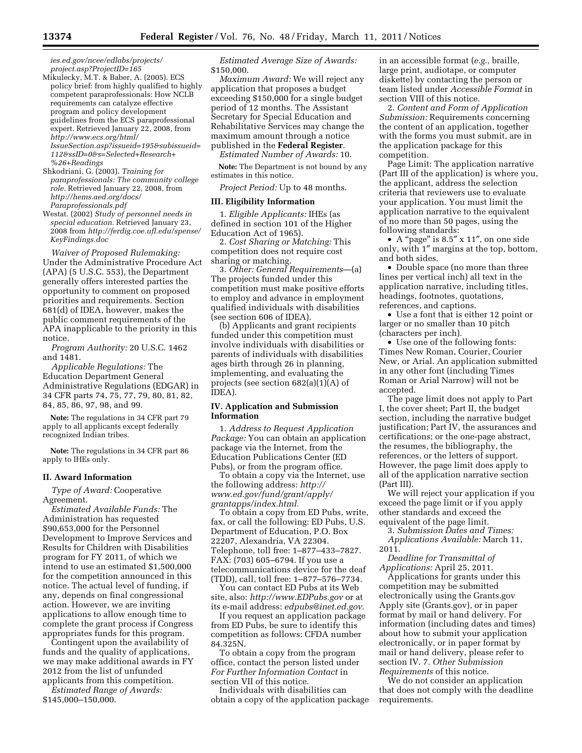*ies.ed.gov/ncee/edlabs/projects/project.asp?ProjectID=165*

Mikulecky, M.T. & Baber, A. (2005). ECS policy brief: from highly qualified to highly competent paraprofessionals: How NCLB requirements can catalyze effective program and policy development guidelines from the ECS paraprofessional expert. Retrieved January 22, 2008, from *http://www.ecs.org/html/IssueSection.asp?issueid=195&subissueid=112&ssID=0&s=Selected+Research+%26+Readings*

Shkodriani, G. (2003). *Training for paraprofessionals: The community college role.* Retrieved January 22, 2008, from *http://hems.aed.org/docs/Paraprofessionals.pdf*

Westat. (2002) *Study of personnel needs in special education.* Retrieved January 23, 2008 from *http://ferdig.coe.ufl.edu/spense/KeyFindings.doc*

*Waiver of Proposed Rulemaking:* Under the Administrative Procedure Act (APA) (5 U.S.C. 553), the Department generally offers interested parties the opportunity to comment on proposed priorities and requirements. Section 681(d) of IDEA, however, makes the public comment requirements of the APA inapplicable to the priority in this notice.

*Program Authority:* 20 U.S.C. 1462 and 1481.

*Applicable Regulations:* The Education Department General Administrative Regulations (EDGAR) in 34 CFR parts 74, 75, 77, 79, 80, 81, 82, 84, 85, 86, 97, 98, and 99.

**Note:** The regulations in 34 CFR part 79 apply to all applicants except federally recognized Indian tribes.

**Note:** The regulations in 34 CFR part 86 apply to IHEs only.

## II. Award Information

*Type of Award:* Cooperative Agreement.

*Estimated Available Funds:* The Administration has requested $90,653,000 for the Personnel Development to Improve Services and Results for Children with Disabilities program for FY 2011, of which we intend to use an estimated $1,500,000 for the competition announced in this notice. The actual level of funding, if any, depends on final congressional action. However, we are inviting applications to allow enough time to complete the grant process if Congress appropriates funds for this program.

Contingent upon the availability of funds and the quality of applications, we may make additional awards in FY 2012 from the list of unfunded applicants from this competition.

*Estimated Range of Awards:* $145,000–150,000.

*Estimated Average Size of Awards:* $150,000.

*Maximum Award:* We will reject any application that proposes a budget exceeding $150,000 for a single budget period of 12 months. The Assistant Secretary for Special Education and Rehabilitative Services may change the maximum amount through a notice published in the **Federal Register**.

*Estimated Number of Awards:* 10.

**Note:** The Department is not bound by any estimates in this notice.

*Project Period:* Up to 48 months.

## III. Eligibility Information

1. *Eligible Applicants:* IHEs (as defined in section 101 of the Higher Education Act of 1965).

2. *Cost Sharing or Matching:* This competition does not require cost sharing or matching.

3. *Other: General Requirements*—(a) The projects funded under this competition must make positive efforts to employ and advance in employment qualified individuals with disabilities (see section 606 of IDEA).

(b) Applicants and grant recipients funded under this competition must involve individuals with disabilities or parents of individuals with disabilities ages birth through 26 in planning, implementing, and evaluating the projects (see section 682(a)(1)(A) of IDEA).

## IV. Application and Submission Information

1. *Address to Request Application Package:* You can obtain an application package via the Internet, from the Education Publications Center (ED Pubs), or from the program office.

To obtain a copy via the Internet, use the following address: *http://www.ed.gov/fund/grant/apply/grantapps/index.html.*

To obtain a copy from ED Pubs, write, fax, or call the following: ED Pubs, U.S. Department of Education, P.O. Box 22207, Alexandria, VA 22304. Telephone, toll free: 1–877–433–7827. FAX: (703) 605–6794. If you use a telecommunications device for the deaf (TDD), call, toll free: 1–877–576–7734.

You can contact ED Pubs at its Web site, also: *http://www.EDPubs.gov* or at its e-mail address: *edpubs@inet.ed.gov.*

If you request an application package from ED Pubs, be sure to identify this competition as follows: CFDA number 84.325N.

To obtain a copy from the program office, contact the person listed under *For Further Information Contact* in section VII of this notice.

Individuals with disabilities can obtain a copy of the application package in an accessible format (*e.g.,* braille, large print, audiotape, or computer diskette) by contacting the person or team listed under *Accessible Format* in section VIII of this notice.

2. *Content and Form of Application Submission:* Requirements concerning the content of an application, together with the forms you must submit, are in the application package for this competition.

Page Limit: The application narrative (Part III of the application) is where you, the applicant, address the selection criteria that reviewers use to evaluate your application. You must limit the application narrative to the equivalent of no more than 50 pages, using the following standards:

- A "page" is 8.5″ x 11″, on one side only, with 1″ margins at the top, bottom, and both sides.
- Double space (no more than three lines per vertical inch) all text in the application narrative, including titles, headings, footnotes, quotations, references, and captions.
- Use a font that is either 12 point or larger or no smaller than 10 pitch (characters per inch).
- Use one of the following fonts: Times New Roman, Courier, Courier New, or Arial. An application submitted in any other font (including Times Roman or Arial Narrow) will not be accepted.

The page limit does not apply to Part I, the cover sheet; Part II, the budget section, including the narrative budget justification; Part IV, the assurances and certifications; or the one-page abstract, the resumes, the bibliography, the references, or the letters of support. However, the page limit does apply to all of the application narrative section (Part III).

We will reject your application if you exceed the page limit or if you apply other standards and exceed the equivalent of the page limit.

3. *Submission Dates and Times:*

*Applications Available:* March 11, 2011.

*Deadline for Transmittal of Applications:* April 25, 2011.

Applications for grants under this competition may be submitted electronically using the Grants.gov Apply site (Grants.gov), or in paper format by mail or hand delivery. For information (including dates and times) about how to submit your application electronically, or in paper format by mail or hand delivery, please refer to section IV. 7. *Other Submission Requirements* of this notice.

We do not consider an application that does not comply with the deadline requirements.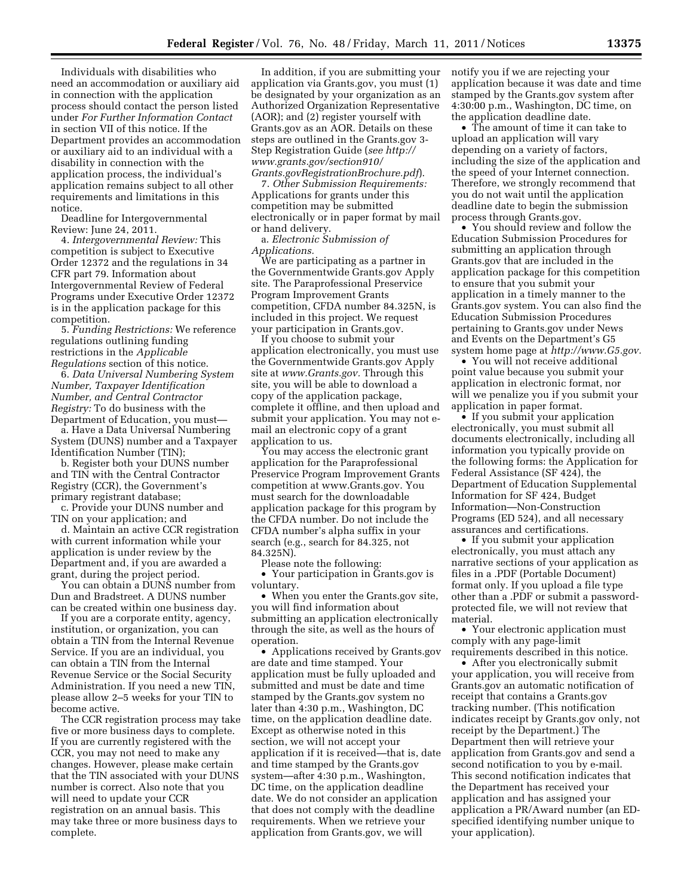Individuals with disabilities who need an accommodation or auxiliary aid in connection with the application process should contact the person listed under *For Further Information Contact* in section VII of this notice. If the Department provides an accommodation or auxiliary aid to an individual with a disability in connection with the application process, the individual's application remains subject to all other requirements and limitations in this notice.

Deadline for Intergovernmental Review: June 24, 2011.

4. *Intergovernmental Review:* This competition is subject to Executive Order 12372 and the regulations in 34 CFR part 79. Information about Intergovernmental Review of Federal Programs under Executive Order 12372 is in the application package for this competition.

5. *Funding Restrictions:* We reference regulations outlining funding restrictions in the *Applicable Regulations* section of this notice.

6. *Data Universal Numbering System Number, Taxpayer Identification Number, and Central Contractor Registry:* To do business with the Department of Education, you must—

a. Have a Data Universal Numbering System (DUNS) number and a Taxpayer Identification Number (TIN);

b. Register both your DUNS number and TIN with the Central Contractor Registry (CCR), the Government's primary registrant database;

c. Provide your DUNS number and TIN on your application; and

d. Maintain an active CCR registration with current information while your application is under review by the Department and, if you are awarded a grant, during the project period.

You can obtain a DUNS number from Dun and Bradstreet. A DUNS number can be created within one business day.

If you are a corporate entity, agency, institution, or organization, you can obtain a TIN from the Internal Revenue Service. If you are an individual, you can obtain a TIN from the Internal Revenue Service or the Social Security Administration. If you need a new TIN, please allow 2–5 weeks for your TIN to become active.

The CCR registration process may take five or more business days to complete. If you are currently registered with the CCR, you may not need to make any changes. However, please make certain that the TIN associated with your DUNS number is correct. Also note that you will need to update your CCR registration on an annual basis. This may take three or more business days to complete.

In addition, if you are submitting your application via Grants.gov, you must (1) be designated by your organization as an Authorized Organization Representative (AOR); and (2) register yourself with Grants.gov as an AOR. Details on these steps are outlined in the Grants.gov 3-Step Registration Guide (*see http://www.grants.gov/section910/Grants.govRegistrationBrochure.pdf*).

7. *Other Submission Requirements:* Applications for grants under this competition may be submitted electronically or in paper format by mail or hand delivery.

a. *Electronic Submission of Applications.*

We are participating as a partner in the Governmentwide Grants.gov Apply site. The Paraprofessional Preservice Program Improvement Grants competition, CFDA number 84.325N, is included in this project. We request your participation in Grants.gov.

If you choose to submit your application electronically, you must use the Governmentwide Grants.gov Apply site at *www.Grants.gov.* Through this site, you will be able to download a copy of the application package, complete it offline, and then upload and submit your application. You may not e-mail an electronic copy of a grant application to us.

You may access the electronic grant application for the Paraprofessional Preservice Program Improvement Grants competition at www.Grants.gov. You must search for the downloadable application package for this program by the CFDA number. Do not include the CFDA number's alpha suffix in your search (e.g., search for 84.325, not 84.325N).

Please note the following:

- Your participation in Grants.gov is voluntary.
- When you enter the Grants.gov site, you will find information about submitting an application electronically through the site, as well as the hours of operation.
- Applications received by Grants.gov are date and time stamped. Your application must be fully uploaded and submitted and must be date and time stamped by the Grants.gov system no later than 4:30 p.m., Washington, DC time, on the application deadline date. Except as otherwise noted in this section, we will not accept your application if it is received—that is, date and time stamped by the Grants.gov system—after 4:30 p.m., Washington, DC time, on the application deadline date. We do not consider an application that does not comply with the deadline requirements. When we retrieve your application from Grants.gov, we will notify you if we are rejecting your application because it was date and time stamped by the Grants.gov system after 4:30:00 p.m., Washington, DC time, on the application deadline date.
- The amount of time it can take to upload an application will vary depending on a variety of factors, including the size of the application and the speed of your Internet connection. Therefore, we strongly recommend that you do not wait until the application deadline date to begin the submission process through Grants.gov.
- You should review and follow the Education Submission Procedures for submitting an application through Grants.gov that are included in the application package for this competition to ensure that you submit your application in a timely manner to the Grants.gov system. You can also find the Education Submission Procedures pertaining to Grants.gov under News and Events on the Department's G5 system home page at *http://www.G5.gov.*
- You will not receive additional point value because you submit your application in electronic format, nor will we penalize you if you submit your application in paper format.
- If you submit your application electronically, you must submit all documents electronically, including all information you typically provide on the following forms: the Application for Federal Assistance (SF 424), the Department of Education Supplemental Information for SF 424, Budget Information—Non-Construction Programs (ED 524), and all necessary assurances and certifications.
- If you submit your application electronically, you must attach any narrative sections of your application as files in a .PDF (Portable Document) format only. If you upload a file type other than a .PDF or submit a password-protected file, we will not review that material.
- Your electronic application must comply with any page-limit requirements described in this notice.
- After you electronically submit your application, you will receive from Grants.gov an automatic notification of receipt that contains a Grants.gov tracking number. (This notification indicates receipt by Grants.gov only, not receipt by the Department.) The Department then will retrieve your application from Grants.gov and send a second notification to you by e-mail. This second notification indicates that the Department has received your application and has assigned your application a PR/Award number (an ED-specified identifying number unique to your application).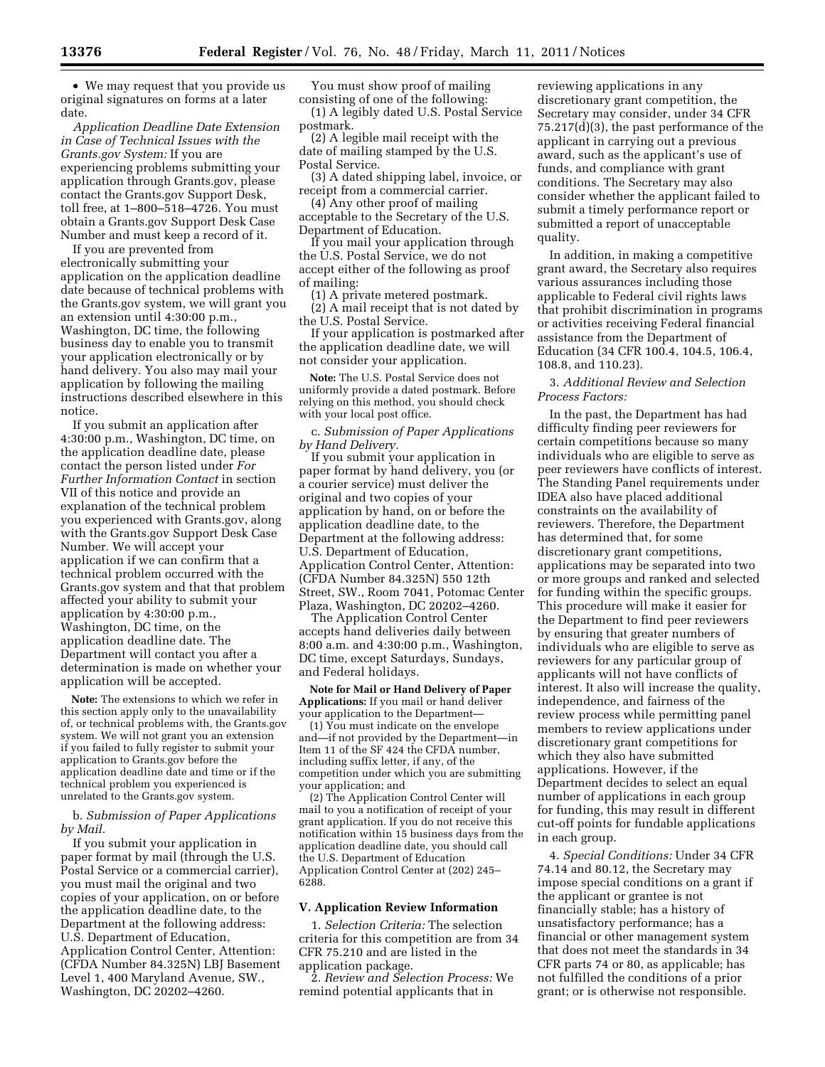- We may request that you provide us original signatures on forms at a later date.

*Application Deadline Date Extension in Case of Technical Issues with the Grants.gov System:* If you are experiencing problems submitting your application through Grants.gov, please contact the Grants.gov Support Desk, toll free, at 1–800–518–4726. You must obtain a Grants.gov Support Desk Case Number and must keep a record of it.

If you are prevented from electronically submitting your application on the application deadline date because of technical problems with the Grants.gov system, we will grant you an extension until 4:30:00 p.m., Washington, DC time, the following business day to enable you to transmit your application electronically or by hand delivery. You also may mail your application by following the mailing instructions described elsewhere in this notice.

If you submit an application after 4:30:00 p.m., Washington, DC time, on the application deadline date, please contact the person listed under *For Further Information Contact* in section VII of this notice and provide an explanation of the technical problem you experienced with Grants.gov, along with the Grants.gov Support Desk Case Number. We will accept your application if we can confirm that a technical problem occurred with the Grants.gov system and that that problem affected your ability to submit your application by 4:30:00 p.m., Washington, DC time, on the application deadline date. The Department will contact you after a determination is made on whether your application will be accepted.

**Note:** The extensions to which we refer in this section apply only to the unavailability of, or technical problems with, the Grants.gov system. We will not grant you an extension if you failed to fully register to submit your application to Grants.gov before the application deadline date and time or if the technical problem you experienced is unrelated to the Grants.gov system.

b. *Submission of Paper Applications by Mail.*

If you submit your application in paper format by mail (through the U.S. Postal Service or a commercial carrier), you must mail the original and two copies of your application, on or before the application deadline date, to the Department at the following address: U.S. Department of Education, Application Control Center, Attention: (CFDA Number 84.325N) LBJ Basement Level 1, 400 Maryland Avenue, SW., Washington, DC 20202–4260.

You must show proof of mailing consisting of one of the following:

(1) A legibly dated U.S. Postal Service postmark.

(2) A legible mail receipt with the date of mailing stamped by the U.S. Postal Service.

(3) A dated shipping label, invoice, or receipt from a commercial carrier.

(4) Any other proof of mailing acceptable to the Secretary of the U.S. Department of Education.

If you mail your application through the U.S. Postal Service, we do not accept either of the following as proof of mailing:

(1) A private metered postmark.

(2) A mail receipt that is not dated by the U.S. Postal Service.

If your application is postmarked after the application deadline date, we will not consider your application.

**Note:** The U.S. Postal Service does not uniformly provide a dated postmark. Before relying on this method, you should check with your local post office.

c. *Submission of Paper Applications by Hand Delivery.*

If you submit your application in paper format by hand delivery, you (or a courier service) must deliver the original and two copies of your application by hand, on or before the application deadline date, to the Department at the following address: U.S. Department of Education, Application Control Center, Attention: (CFDA Number 84.325N) 550 12th Street, SW., Room 7041, Potomac Center Plaza, Washington, DC 20202–4260.

The Application Control Center accepts hand deliveries daily between 8:00 a.m. and 4:30:00 p.m., Washington, DC time, except Saturdays, Sundays, and Federal holidays.

**Note for Mail or Hand Delivery of Paper Applications:** If you mail or hand deliver your application to the Department—

(1) You must indicate on the envelope and—if not provided by the Department—in Item 11 of the SF 424 the CFDA number, including suffix letter, if any, of the competition under which you are submitting your application; and

(2) The Application Control Center will mail to you a notification of receipt of your grant application. If you do not receive this notification within 15 business days from the application deadline date, you should call the U.S. Department of Education Application Control Center at (202) 245–6288.

## V. Application Review Information

1. *Selection Criteria:* The selection criteria for this competition are from 34 CFR 75.210 and are listed in the application package.

2. *Review and Selection Process:* We remind potential applicants that in reviewing applications in any discretionary grant competition, the Secretary may consider, under 34 CFR 75.217(d)(3), the past performance of the applicant in carrying out a previous award, such as the applicant's use of funds, and compliance with grant conditions. The Secretary may also consider whether the applicant failed to submit a timely performance report or submitted a report of unacceptable quality.

In addition, in making a competitive grant award, the Secretary also requires various assurances including those applicable to Federal civil rights laws that prohibit discrimination in programs or activities receiving Federal financial assistance from the Department of Education (34 CFR 100.4, 104.5, 106.4, 108.8, and 110.23).

3. *Additional Review and Selection Process Factors:*

In the past, the Department has had difficulty finding peer reviewers for certain competitions because so many individuals who are eligible to serve as peer reviewers have conflicts of interest. The Standing Panel requirements under IDEA also have placed additional constraints on the availability of reviewers. Therefore, the Department has determined that, for some discretionary grant competitions, applications may be separated into two or more groups and ranked and selected for funding within the specific groups. This procedure will make it easier for the Department to find peer reviewers by ensuring that greater numbers of individuals who are eligible to serve as reviewers for any particular group of applicants will not have conflicts of interest. It also will increase the quality, independence, and fairness of the review process while permitting panel members to review applications under discretionary grant competitions for which they also have submitted applications. However, if the Department decides to select an equal number of applications in each group for funding, this may result in different cut-off points for fundable applications in each group.

4. *Special Conditions:* Under 34 CFR 74.14 and 80.12, the Secretary may impose special conditions on a grant if the applicant or grantee is not financially stable; has a history of unsatisfactory performance; has a financial or other management system that does not meet the standards in 34 CFR parts 74 or 80, as applicable; has not fulfilled the conditions of a prior grant; or is otherwise not responsible.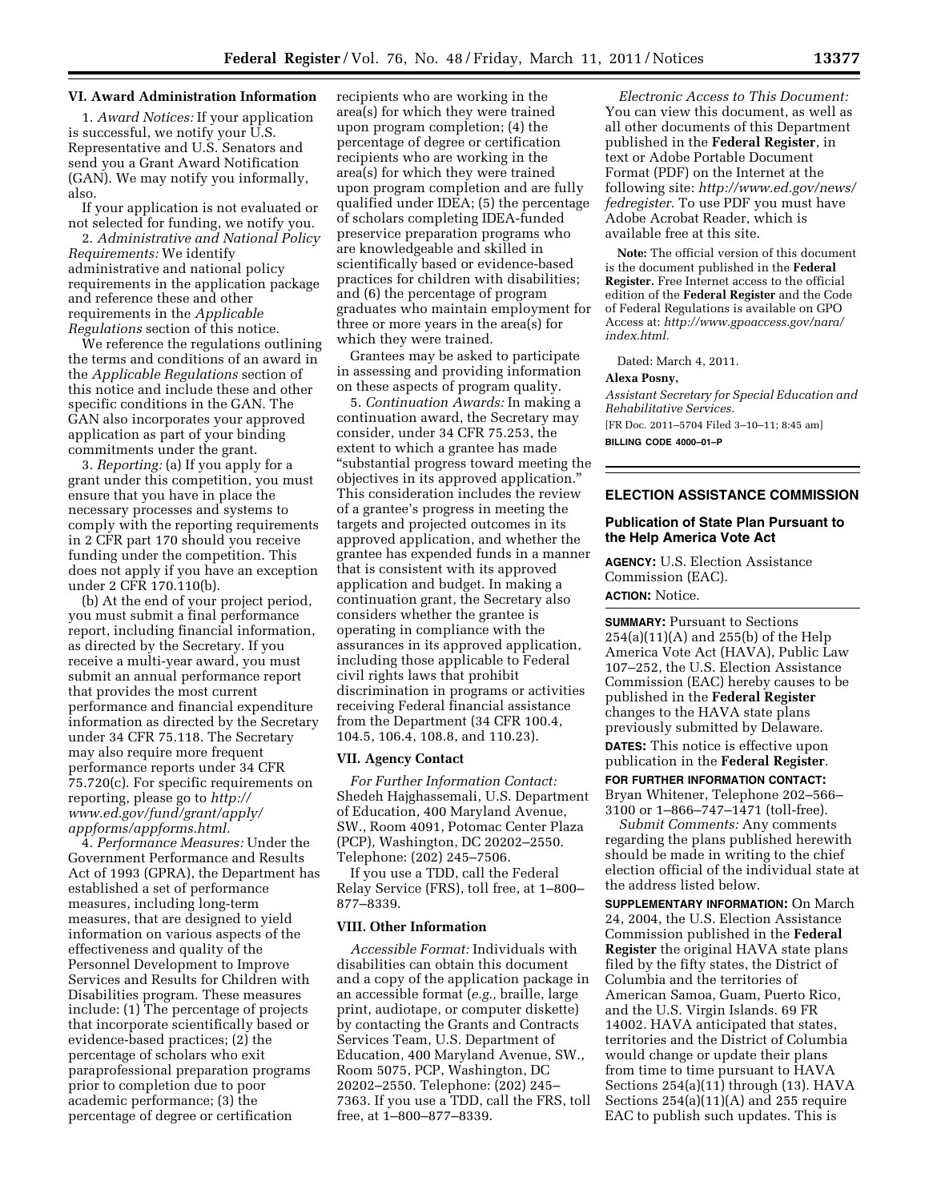### VI. Award Administration Information

1. *Award Notices:* If your application is successful, we notify your U.S. Representative and U.S. Senators and send you a Grant Award Notification (GAN). We may notify you informally, also.

If your application is not evaluated or not selected for funding, we notify you.

2. *Administrative and National Policy Requirements:* We identify administrative and national policy requirements in the application package and reference these and other requirements in the *Applicable Regulations* section of this notice.

We reference the regulations outlining the terms and conditions of an award in the *Applicable Regulations* section of this notice and include these and other specific conditions in the GAN. The GAN also incorporates your approved application as part of your binding commitments under the grant.

3. *Reporting:* (a) If you apply for a grant under this competition, you must ensure that you have in place the necessary processes and systems to comply with the reporting requirements in 2 CFR part 170 should you receive funding under the competition. This does not apply if you have an exception under 2 CFR 170.110(b).

(b) At the end of your project period, you must submit a final performance report, including financial information, as directed by the Secretary. If you receive a multi-year award, you must submit an annual performance report that provides the most current performance and financial expenditure information as directed by the Secretary under 34 CFR 75.118. The Secretary may also require more frequent performance reports under 34 CFR 75.720(c). For specific requirements on reporting, please go to *http://www.ed.gov/fund/grant/apply/appforms/appforms.html.*

4. *Performance Measures:* Under the Government Performance and Results Act of 1993 (GPRA), the Department has established a set of performance measures, including long-term measures, that are designed to yield information on various aspects of the effectiveness and quality of the Personnel Development to Improve Services and Results for Children with Disabilities program. These measures include: (1) The percentage of projects that incorporate scientifically based or evidence-based practices; (2) the percentage of scholars who exit paraprofessional preparation programs prior to completion due to poor academic performance; (3) the percentage of degree or certification recipients who are working in the area(s) for which they were trained upon program completion; (4) the percentage of degree or certification recipients who are working in the area(s) for which they were trained upon program completion and are fully qualified under IDEA; (5) the percentage of scholars completing IDEA-funded preservice preparation programs who are knowledgeable and skilled in scientifically based or evidence-based practices for children with disabilities; and (6) the percentage of program graduates who maintain employment for three or more years in the area(s) for which they were trained.

Grantees may be asked to participate in assessing and providing information on these aspects of program quality.

5. *Continuation Awards:* In making a continuation award, the Secretary may consider, under 34 CFR 75.253, the extent to which a grantee has made "substantial progress toward meeting the objectives in its approved application." This consideration includes the review of a grantee's progress in meeting the targets and projected outcomes in its approved application, and whether the grantee has expended funds in a manner that is consistent with its approved application and budget. In making a continuation grant, the Secretary also considers whether the grantee is operating in compliance with the assurances in its approved application, including those applicable to Federal civil rights laws that prohibit discrimination in programs or activities receiving Federal financial assistance from the Department (34 CFR 100.4, 104.5, 106.4, 108.8, and 110.23).

### VII. Agency Contact

*For Further Information Contact:* Shedeh Hajghassemali, U.S. Department of Education, 400 Maryland Avenue, SW., Room 4091, Potomac Center Plaza (PCP), Washington, DC 20202–2550. Telephone: (202) 245–7506.

If you use a TDD, call the Federal Relay Service (FRS), toll free, at 1–800–877–8339.

### VIII. Other Information

*Accessible Format:* Individuals with disabilities can obtain this document and a copy of the application package in an accessible format (*e.g.,* braille, large print, audiotape, or computer diskette) by contacting the Grants and Contracts Services Team, U.S. Department of Education, 400 Maryland Avenue, SW., Room 5075, PCP, Washington, DC 20202–2550. Telephone: (202) 245–7363. If you use a TDD, call the FRS, toll free, at 1–800–877–8339.

*Electronic Access to This Document:* You can view this document, as well as all other documents of this Department published in the **Federal Register**, in text or Adobe Portable Document Format (PDF) on the Internet at the following site: *http://www.ed.gov/news/fedregister.* To use PDF you must have Adobe Acrobat Reader, which is available free at this site.

**Note:** The official version of this document is the document published in the **Federal Register.** Free Internet access to the official edition of the **Federal Register** and the Code of Federal Regulations is available on GPO Access at: *http://www.gpoaccess.gov/nara/index.html.*

Dated: March 4, 2011.

**Alexa Posny,**

*Assistant Secretary for Special Education and Rehabilitative Services.*

[FR Doc. 2011–5704 Filed 3–10–11; 8:45 am]

**BILLING CODE 4000–01–P**

---

## ELECTION ASSISTANCE COMMISSION

### Publication of State Plan Pursuant to the Help America Vote Act

**AGENCY:** U.S. Election Assistance Commission (EAC).

**ACTION:** Notice.

**SUMMARY:** Pursuant to Sections 254(a)(11)(A) and 255(b) of the Help America Vote Act (HAVA), Public Law 107–252, the U.S. Election Assistance Commission (EAC) hereby causes to be published in the **Federal Register** changes to the HAVA state plans previously submitted by Delaware.

**DATES:** This notice is effective upon publication in the **Federal Register**.

**FOR FURTHER INFORMATION CONTACT:** Bryan Whitener, Telephone 202–566–3100 or 1–866–747–1471 (toll-free).

*Submit Comments:* Any comments regarding the plans published herewith should be made in writing to the chief election official of the individual state at the address listed below.

**SUPPLEMENTARY INFORMATION:** On March 24, 2004, the U.S. Election Assistance Commission published in the **Federal Register** the original HAVA state plans filed by the fifty states, the District of Columbia and the territories of American Samoa, Guam, Puerto Rico, and the U.S. Virgin Islands. 69 FR 14002. HAVA anticipated that states, territories and the District of Columbia would change or update their plans from time to time pursuant to HAVA Sections 254(a)(11) through (13). HAVA Sections 254(a)(11)(A) and 255 require EAC to publish such updates. This is